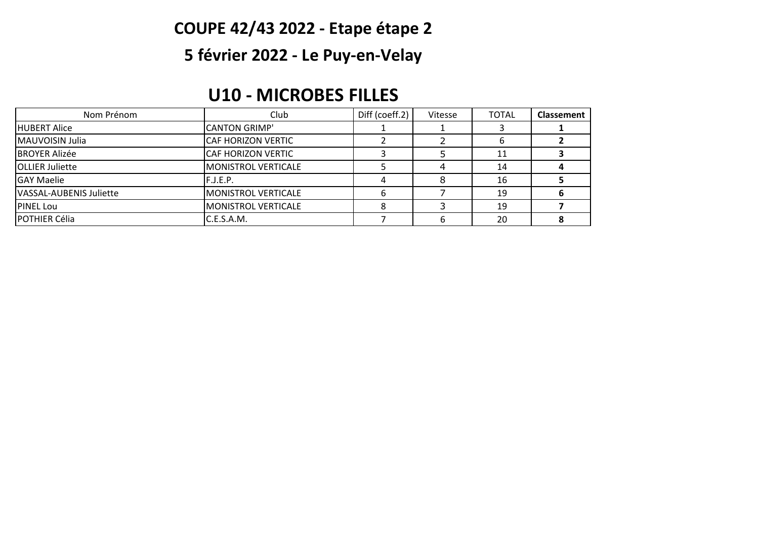# COUPE 42/43 2022 - Etape étape 2

## 5 février 2022 - Le Puy-en-Velay

## U10 - MICROBES FILLES

| Nom Prénom | Club | Diff (coeff.2) | Vitesse | TOTAL | **Classement** |
|---|---|---|---|---|---|
| HUBERT Alice | CANTON GRIMP' | 1 | 1 | 3 | **1** |
| MAUVOISIN Julia | CAF HORIZON VERTIC | 2 | 2 | 6 | **2** |
| BROYER Alizée | CAF HORIZON VERTIC | 3 | 5 | 11 | **3** |
| OLLIER Juliette | MONISTROL VERTICALE | 5 | 4 | 14 | **4** |
| GAY Maelie | F.J.E.P. | 4 | 8 | 16 | **5** |
| VASSAL-AUBENIS Juliette | MONISTROL VERTICALE | 6 | 7 | 19 | **6** |
| PINEL Lou | MONISTROL VERTICALE | 8 | 3 | 19 | **7** |
| POTHIER Célia | C.E.S.A.M. | 7 | 6 | 20 | **8** |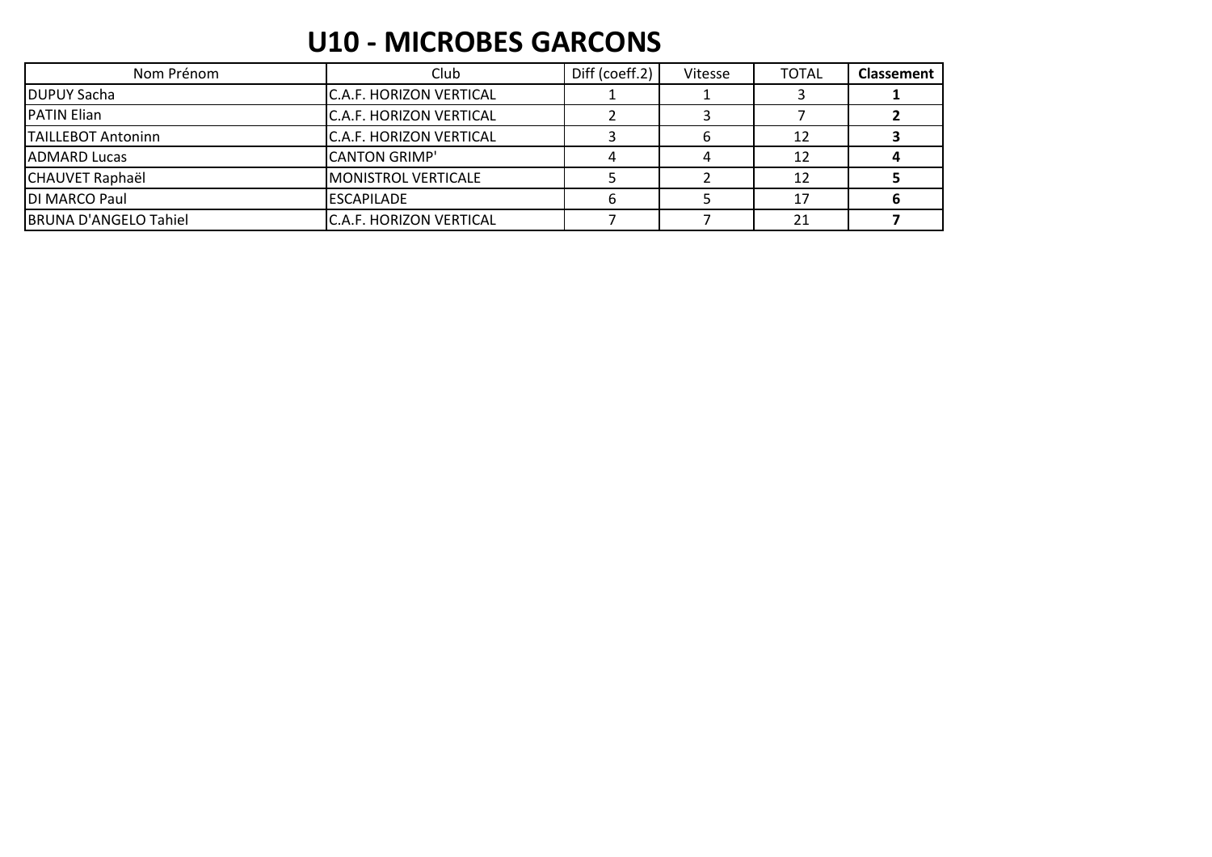# U10 - MICROBES GARCONS

| Nom Prénom | Club | Diff (coeff.2) | Vitesse | TOTAL | **Classement** |
|---|---|---|---|---|---|
| DUPUY Sacha | C.A.F. HORIZON VERTICAL | 1 | 1 | 3 | **1** |
| PATIN Elian | C.A.F. HORIZON VERTICAL | 2 | 3 | 7 | **2** |
| TAILLEBOT Antoninn | C.A.F. HORIZON VERTICAL | 3 | 6 | 12 | **3** |
| ADMARD Lucas | CANTON GRIMP' | 4 | 4 | 12 | **4** |
| CHAUVET Raphaël | MONISTROL VERTICALE | 5 | 2 | 12 | **5** |
| DI MARCO Paul | ESCAPILADE | 6 | 5 | 17 | **6** |
| BRUNA D'ANGELO Tahiel | C.A.F. HORIZON VERTICAL | 7 | 7 | 21 | **7** |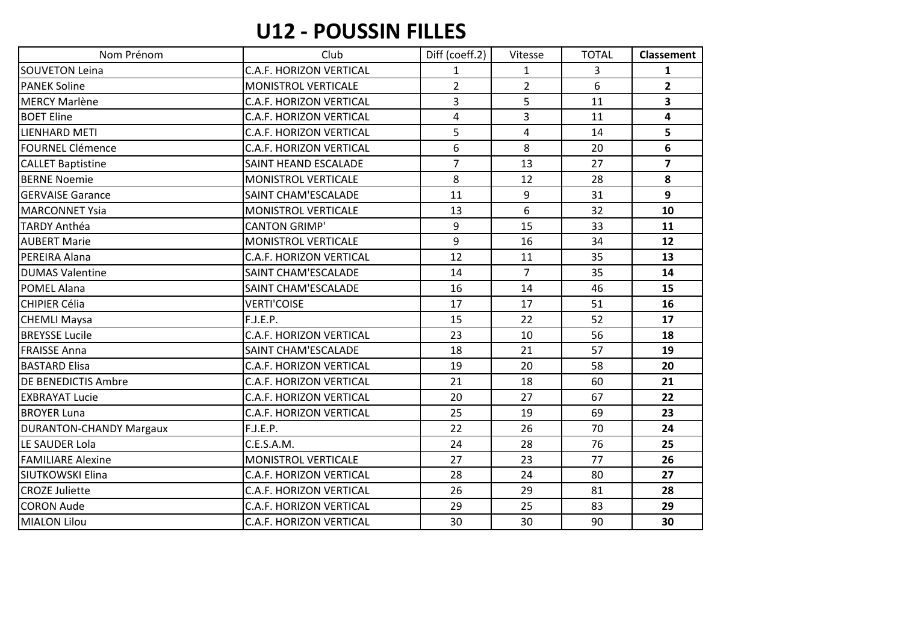# U12 - POUSSIN FILLES

| Nom Prénom | Club | Diff (coeff.2) | Vitesse | TOTAL | **Classement** |
|---|---|---|---|---|---|
| SOUVETON Leina | C.A.F. HORIZON VERTICAL | 1 | 1 | 3 | **1** |
| PANEK Soline | MONISTROL VERTICALE | 2 | 2 | 6 | **2** |
| MERCY Marlène | C.A.F. HORIZON VERTICAL | 3 | 5 | 11 | **3** |
| BOET Eline | C.A.F. HORIZON VERTICAL | 4 | 3 | 11 | **4** |
| LIENHARD METI | C.A.F. HORIZON VERTICAL | 5 | 4 | 14 | **5** |
| FOURNEL Clémence | C.A.F. HORIZON VERTICAL | 6 | 8 | 20 | **6** |
| CALLET Baptistine | SAINT HEAND ESCALADE | 7 | 13 | 27 | **7** |
| BERNE Noemie | MONISTROL VERTICALE | 8 | 12 | 28 | **8** |
| GERVAISE Garance | SAINT CHAM'ESCALADE | 11 | 9 | 31 | **9** |
| MARCONNET Ysia | MONISTROL VERTICALE | 13 | 6 | 32 | **10** |
| TARDY Anthéa | CANTON GRIMP' | 9 | 15 | 33 | **11** |
| AUBERT Marie | MONISTROL VERTICALE | 9 | 16 | 34 | **12** |
| PEREIRA Alana | C.A.F. HORIZON VERTICAL | 12 | 11 | 35 | **13** |
| DUMAS Valentine | SAINT CHAM'ESCALADE | 14 | 7 | 35 | **14** |
| POMEL Alana | SAINT CHAM'ESCALADE | 16 | 14 | 46 | **15** |
| CHIPIER Célia | VERTI'COISE | 17 | 17 | 51 | **16** |
| CHEMLI Maysa | F.J.E.P. | 15 | 22 | 52 | **17** |
| BREYSSE Lucile | C.A.F. HORIZON VERTICAL | 23 | 10 | 56 | **18** |
| FRAISSE Anna | SAINT CHAM'ESCALADE | 18 | 21 | 57 | **19** |
| BASTARD Elisa | C.A.F. HORIZON VERTICAL | 19 | 20 | 58 | **20** |
| DE BENEDICTIS Ambre | C.A.F. HORIZON VERTICAL | 21 | 18 | 60 | **21** |
| EXBRAYAT Lucie | C.A.F. HORIZON VERTICAL | 20 | 27 | 67 | **22** |
| BROYER Luna | C.A.F. HORIZON VERTICAL | 25 | 19 | 69 | **23** |
| DURANTON-CHANDY Margaux | F.J.E.P. | 22 | 26 | 70 | **24** |
| LE SAUDER Lola | C.E.S.A.M. | 24 | 28 | 76 | **25** |
| FAMILIARE Alexine | MONISTROL VERTICALE | 27 | 23 | 77 | **26** |
| SIUTKOWSKI Elina | C.A.F. HORIZON VERTICAL | 28 | 24 | 80 | **27** |
| CROZE Juliette | C.A.F. HORIZON VERTICAL | 26 | 29 | 81 | **28** |
| CORON Aude | C.A.F. HORIZON VERTICAL | 29 | 25 | 83 | **29** |
| MIALON Lilou | C.A.F. HORIZON VERTICAL | 30 | 30 | 90 | **30** |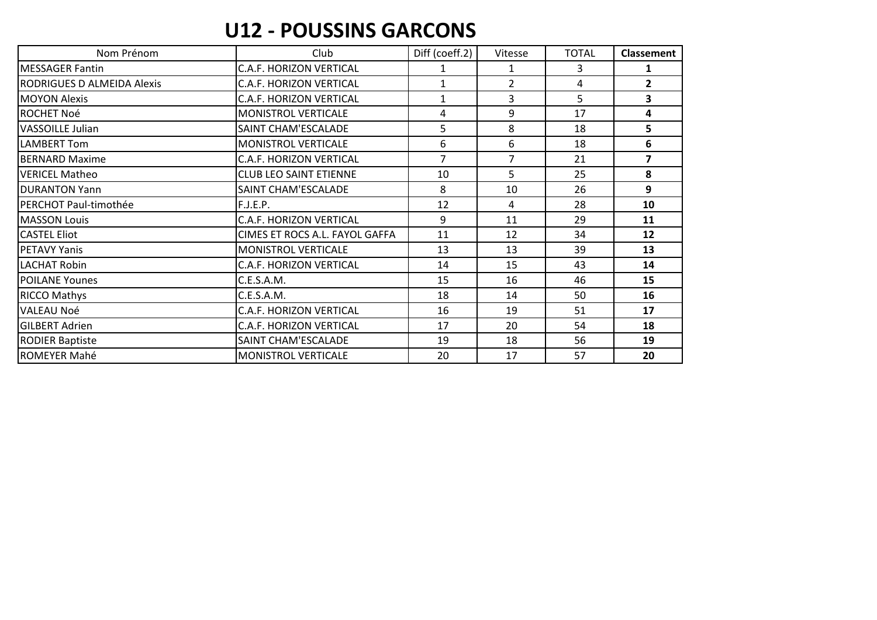# U12 - POUSSINS GARCONS

| Nom Prénom | Club | Diff (coeff.2) | Vitesse | TOTAL | **Classement** |
|---|---|---|---|---|---|
| MESSAGER Fantin | C.A.F. HORIZON VERTICAL | 1 | 1 | 3 | **1** |
| RODRIGUES D ALMEIDA Alexis | C.A.F. HORIZON VERTICAL | 1 | 2 | 4 | **2** |
| MOYON Alexis | C.A.F. HORIZON VERTICAL | 1 | 3 | 5 | **3** |
| ROCHET Noé | MONISTROL VERTICALE | 4 | 9 | 17 | **4** |
| VASSOILLE Julian | SAINT CHAM'ESCALADE | 5 | 8 | 18 | **5** |
| LAMBERT Tom | MONISTROL VERTICALE | 6 | 6 | 18 | **6** |
| BERNARD Maxime | C.A.F. HORIZON VERTICAL | 7 | 7 | 21 | **7** |
| VERICEL Matheo | CLUB LEO SAINT ETIENNE | 10 | 5 | 25 | **8** |
| DURANTON Yann | SAINT CHAM'ESCALADE | 8 | 10 | 26 | **9** |
| PERCHOT Paul-timothée | F.J.E.P. | 12 | 4 | 28 | **10** |
| MASSON Louis | C.A.F. HORIZON VERTICAL | 9 | 11 | 29 | **11** |
| CASTEL Eliot | CIMES ET ROCS A.L. FAYOL GAFFA | 11 | 12 | 34 | **12** |
| PETAVY Yanis | MONISTROL VERTICALE | 13 | 13 | 39 | **13** |
| LACHAT Robin | C.A.F. HORIZON VERTICAL | 14 | 15 | 43 | **14** |
| POILANE Younes | C.E.S.A.M. | 15 | 16 | 46 | **15** |
| RICCO Mathys | C.E.S.A.M. | 18 | 14 | 50 | **16** |
| VALEAU Noé | C.A.F. HORIZON VERTICAL | 16 | 19 | 51 | **17** |
| GILBERT Adrien | C.A.F. HORIZON VERTICAL | 17 | 20 | 54 | **18** |
| RODIER Baptiste | SAINT CHAM'ESCALADE | 19 | 18 | 56 | **19** |
| ROMEYER Mahé | MONISTROL VERTICALE | 20 | 17 | 57 | **20** |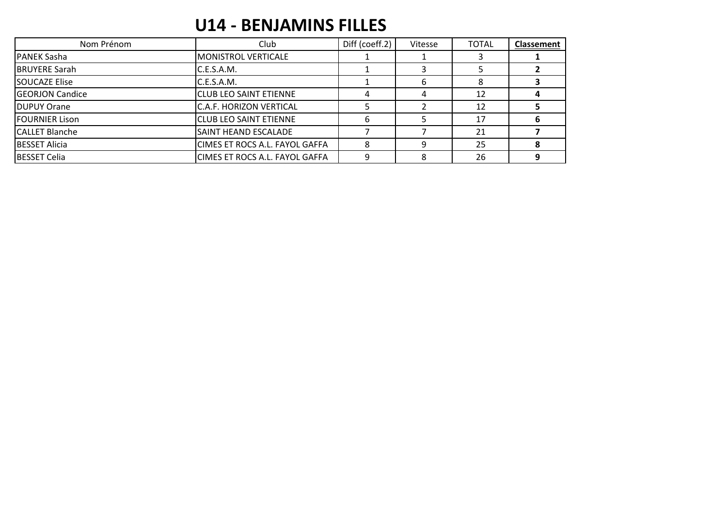# U14 - BENJAMINS FILLES

| Nom Prénom | Club | Diff (coeff.2) | Vitesse | TOTAL | **Classement** |
|---|---|---|---|---|---|
| PANEK Sasha | MONISTROL VERTICALE | 1 | 1 | 3 | **1** |
| BRUYERE Sarah | C.E.S.A.M. | 1 | 3 | 5 | **2** |
| SOUCAZE Elise | C.E.S.A.M. | 1 | 6 | 8 | **3** |
| GEORJON Candice | CLUB LEO SAINT ETIENNE | 4 | 4 | 12 | **4** |
| DUPUY Orane | C.A.F. HORIZON VERTICAL | 5 | 2 | 12 | **5** |
| FOURNIER Lison | CLUB LEO SAINT ETIENNE | 6 | 5 | 17 | **6** |
| CALLET Blanche | SAINT HEAND ESCALADE | 7 | 7 | 21 | **7** |
| BESSET Alicia | CIMES ET ROCS A.L. FAYOL GAFFA | 8 | 9 | 25 | **8** |
| BESSET Celia | CIMES ET ROCS A.L. FAYOL GAFFA | 9 | 8 | 26 | **9** |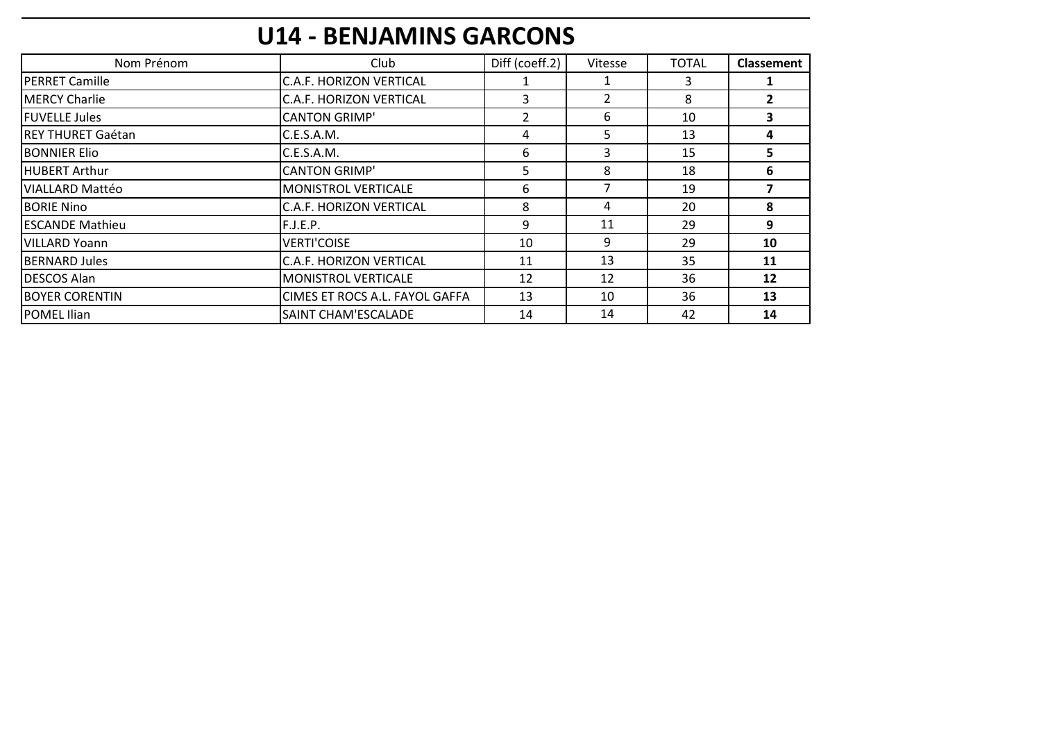# U14 - BENJAMINS GARCONS

| Nom Prénom | Club | Diff (coeff.2) | Vitesse | TOTAL | **Classement** |
|---|---|---|---|---|---|
| PERRET Camille | C.A.F. HORIZON VERTICAL | 1 | 1 | 3 | **1** |
| MERCY Charlie | C.A.F. HORIZON VERTICAL | 3 | 2 | 8 | **2** |
| FUVELLE Jules | CANTON GRIMP' | 2 | 6 | 10 | **3** |
| REY THURET Gaétan | C.E.S.A.M. | 4 | 5 | 13 | **4** |
| BONNIER Elio | C.E.S.A.M. | 6 | 3 | 15 | **5** |
| HUBERT Arthur | CANTON GRIMP' | 5 | 8 | 18 | **6** |
| VIALLARD Mattéo | MONISTROL VERTICALE | 6 | 7 | 19 | **7** |
| BORIE Nino | C.A.F. HORIZON VERTICAL | 8 | 4 | 20 | **8** |
| ESCANDE Mathieu | F.J.E.P. | 9 | 11 | 29 | **9** |
| VILLARD Yoann | VERTI'COISE | 10 | 9 | 29 | **10** |
| BERNARD Jules | C.A.F. HORIZON VERTICAL | 11 | 13 | 35 | **11** |
| DESCOS Alan | MONISTROL VERTICALE | 12 | 12 | 36 | **12** |
| BOYER CORENTIN | CIMES ET ROCS A.L. FAYOL GAFFA | 13 | 10 | 36 | **13** |
| POMEL Ilian | SAINT CHAM'ESCALADE | 14 | 14 | 42 | **14** |